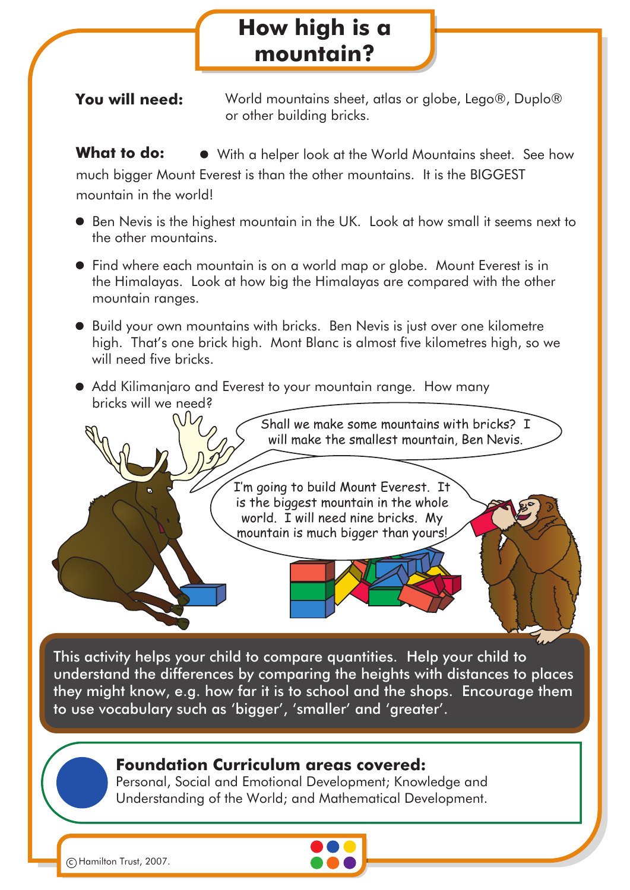# How high is a mountain?

**You will need:** World mountains sheet, atlas or globe, Lego®, Duplo® or other building bricks.

**What to do:**

- With a helper look at the World Mountains sheet. See how much bigger Mount Everest is than the other mountains. It is the BIGGEST mountain in the world!
- Ben Nevis is the highest mountain in the UK. Look at how small it seems next to the other mountains.
- Find where each mountain is on a world map or globe. Mount Everest is in the Himalayas. Look at how big the Himalayas are compared with the other mountain ranges.
- Build your own mountains with bricks. Ben Nevis is just over one kilometre high. That's one brick high. Mont Blanc is almost five kilometres high, so we will need five bricks.
- Add Kilimanjaro and Everest to your mountain range. How many bricks will we need?

Shall we make some mountains with bricks? I will make the smallest mountain, Ben Nevis.

I'm going to build Mount Everest. It is the biggest mountain in the whole world. I will need nine bricks. My mountain is much bigger than yours!

This activity helps your child to compare quantities. Help your child to understand the differences by comparing the heights with distances to places they might know, e.g. how far it is to school and the shops. Encourage them to use vocabulary such as 'bigger', 'smaller' and 'greater'.

**Foundation Curriculum areas covered:**
Personal, Social and Emotional Development; Knowledge and Understanding of the World; and Mathematical Development.

© Hamilton Trust, 2007.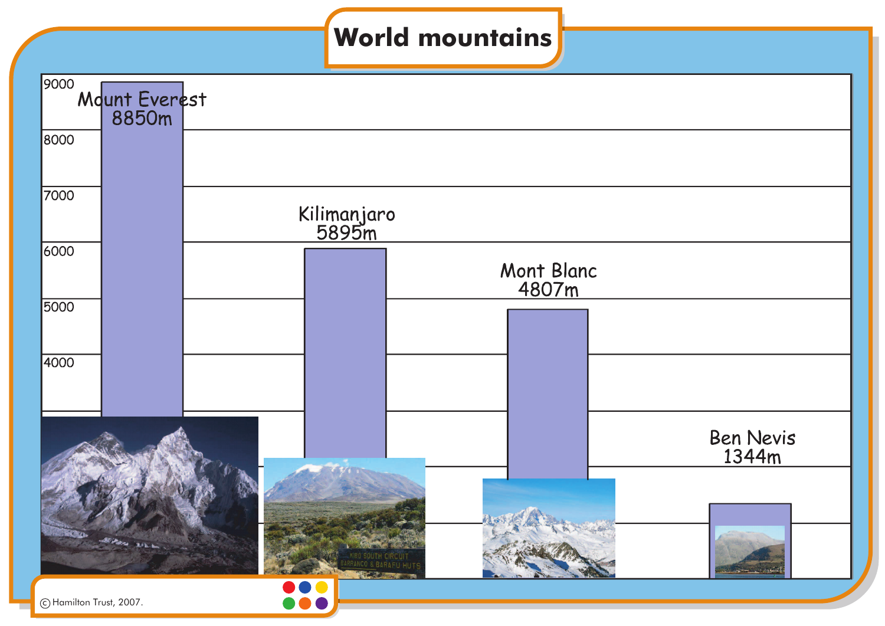# World mountains

9000
8000
7000
6000
5000
4000

Mount Everest
8850m

Kilimanjaro
5895m

Mont Blanc
4807m

Ben Nevis
1344m

© Hamilton Trust, 2007.